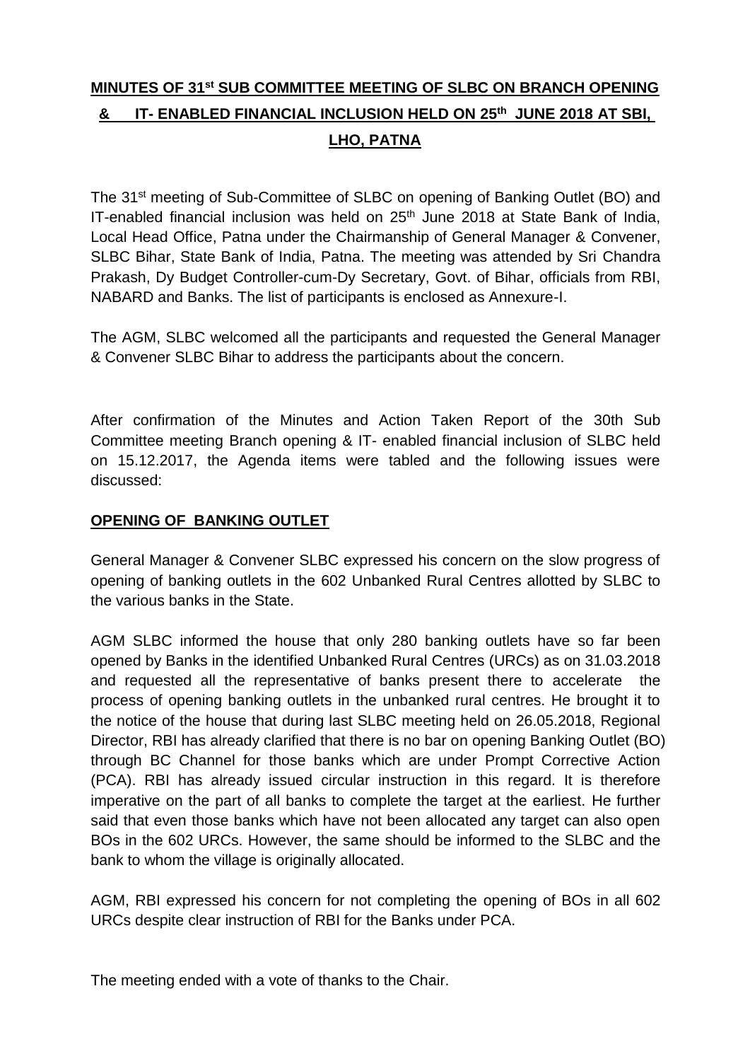# MINUTES OF 31st SUB COMMITTEE MEETING OF SLBC ON BRANCH OPENING & IT- ENABLED FINANCIAL INCLUSION HELD ON 25th JUNE 2018 AT SBI, LHO, PATNA

The 31st meeting of Sub-Committee of SLBC on opening of Banking Outlet (BO) and IT-enabled financial inclusion was held on 25th June 2018 at State Bank of India, Local Head Office, Patna under the Chairmanship of General Manager & Convener, SLBC Bihar, State Bank of India, Patna. The meeting was attended by Sri Chandra Prakash, Dy Budget Controller-cum-Dy Secretary, Govt. of Bihar, officials from RBI, NABARD and Banks. The list of participants is enclosed as Annexure-I.

The AGM, SLBC welcomed all the participants and requested the General Manager & Convener SLBC Bihar to address the participants about the concern.

After confirmation of the Minutes and Action Taken Report of the 30th Sub Committee meeting Branch opening & IT- enabled financial inclusion of SLBC held on 15.12.2017, the Agenda items were tabled and the following issues were discussed:

## OPENING OF BANKING OUTLET

General Manager & Convener SLBC expressed his concern on the slow progress of opening of banking outlets in the 602 Unbanked Rural Centres allotted by SLBC to the various banks in the State.

AGM SLBC informed the house that only 280 banking outlets have so far been opened by Banks in the identified Unbanked Rural Centres (URCs) as on 31.03.2018 and requested all the representative of banks present there to accelerate the process of opening banking outlets in the unbanked rural centres. He brought it to the notice of the house that during last SLBC meeting held on 26.05.2018, Regional Director, RBI has already clarified that there is no bar on opening Banking Outlet (BO) through BC Channel for those banks which are under Prompt Corrective Action (PCA). RBI has already issued circular instruction in this regard. It is therefore imperative on the part of all banks to complete the target at the earliest. He further said that even those banks which have not been allocated any target can also open BOs in the 602 URCs. However, the same should be informed to the SLBC and the bank to whom the village is originally allocated.

AGM, RBI expressed his concern for not completing the opening of BOs in all 602 URCs despite clear instruction of RBI for the Banks under PCA.

The meeting ended with a vote of thanks to the Chair.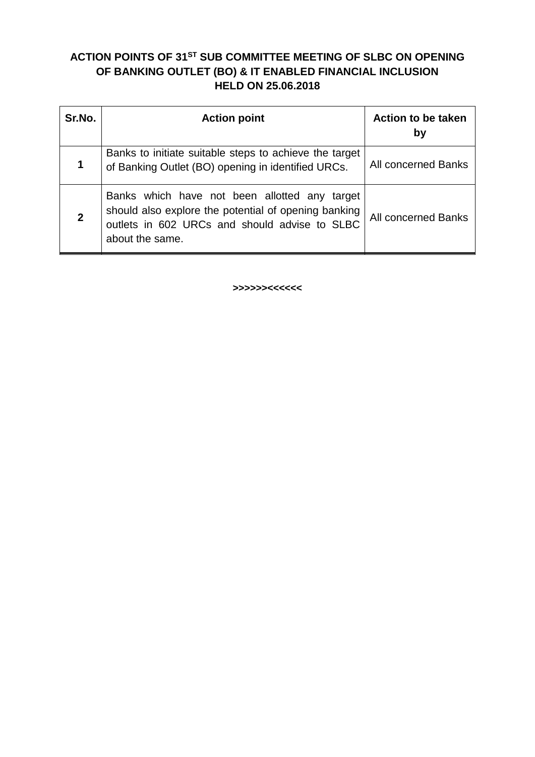# ACTION POINTS OF 31ST SUB COMMITTEE MEETING OF SLBC ON OPENING OF BANKING OUTLET (BO) & IT ENABLED FINANCIAL INCLUSION HELD ON 25.06.2018

| Sr.No. | Action point | Action to be taken by |
|---|---|---|
| 1 | Banks to initiate suitable steps to achieve the target of Banking Outlet (BO) opening in identified URCs. | All concerned Banks |
| 2 | Banks which have not been allotted any target should also explore the potential of opening banking outlets in 602 URCs and should advise to SLBC about the same. | All concerned Banks |

>>>>>><<<<<<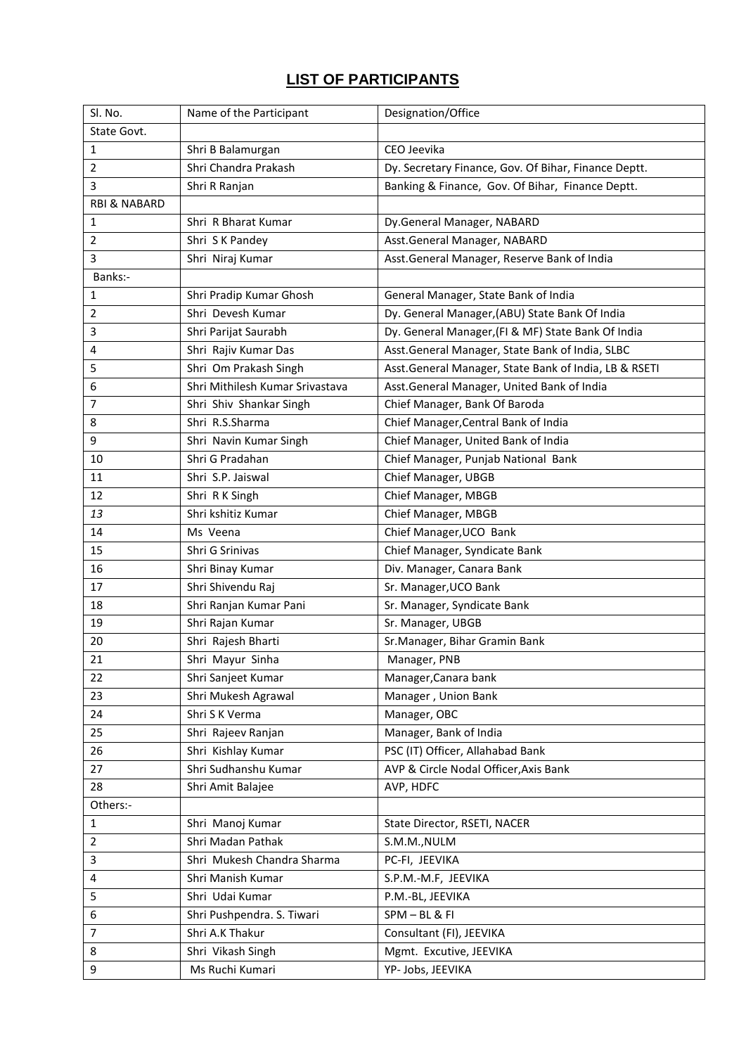## LIST OF PARTICIPANTS

| Sl. No. | Name of the Participant | Designation/Office |
|---|---|---|
| State Govt. | | |
| 1 | Shri B Balamurgan | CEO Jeevika |
| 2 | Shri Chandra Prakash | Dy. Secretary Finance, Gov. Of Bihar, Finance Deptt. |
| 3 | Shri R Ranjan | Banking & Finance, Gov. Of Bihar, Finance Deptt. |
| RBI & NABARD | | |
| 1 | Shri R Bharat Kumar | Dy.General Manager, NABARD |
| 2 | Shri S K Pandey | Asst.General Manager, NABARD |
| 3 | Shri Niraj Kumar | Asst.General Manager, Reserve Bank of India |
| Banks:- | | |
| 1 | Shri Pradip Kumar Ghosh | General Manager, State Bank of India |
| 2 | Shri Devesh Kumar | Dy. General Manager,(ABU) State Bank Of India |
| 3 | Shri Parijat Saurabh | Dy. General Manager,(FI & MF) State Bank Of India |
| 4 | Shri Rajiv Kumar Das | Asst.General Manager, State Bank of India, SLBC |
| 5 | Shri Om Prakash Singh | Asst.General Manager, State Bank of India, LB & RSETI |
| 6 | Shri Mithilesh Kumar Srivastava | Asst.General Manager, United Bank of India |
| 7 | Shri Shiv Shankar Singh | Chief Manager, Bank Of Baroda |
| 8 | Shri R.S.Sharma | Chief Manager,Central Bank of India |
| 9 | Shri Navin Kumar Singh | Chief Manager, United Bank of India |
| 10 | Shri G Pradahan | Chief Manager, Punjab National Bank |
| 11 | Shri S.P. Jaiswal | Chief Manager, UBGB |
| 12 | Shri R K Singh | Chief Manager, MBGB |
| *13* | Shri kshitiz Kumar | Chief Manager, MBGB |
| 14 | Ms Veena | Chief Manager,UCO Bank |
| 15 | Shri G Srinivas | Chief Manager, Syndicate Bank |
| 16 | Shri Binay Kumar | Div. Manager, Canara Bank |
| 17 | Shri Shivendu Raj | Sr. Manager,UCO Bank |
| 18 | Shri Ranjan Kumar Pani | Sr. Manager, Syndicate Bank |
| 19 | Shri Rajan Kumar | Sr. Manager, UBGB |
| 20 | Shri Rajesh Bharti | Sr.Manager, Bihar Gramin Bank |
| 21 | Shri Mayur Sinha | Manager, PNB |
| 22 | Shri Sanjeet Kumar | Manager,Canara bank |
| 23 | Shri Mukesh Agrawal | Manager , Union Bank |
| 24 | Shri S K Verma | Manager, OBC |
| 25 | Shri Rajeev Ranjan | Manager, Bank of India |
| 26 | Shri Kishlay Kumar | PSC (IT) Officer, Allahabad Bank |
| 27 | Shri Sudhanshu Kumar | AVP & Circle Nodal Officer,Axis Bank |
| 28 | Shri Amit Balajee | AVP, HDFC |
| Others:- | | |
| 1 | Shri Manoj Kumar | State Director, RSETI, NACER |
| 2 | Shri Madan Pathak | S.M.M.,NULM |
| 3 | Shri Mukesh Chandra Sharma | PC-FI, JEEVIKA |
| 4 | Shri Manish Kumar | S.P.M.-M.F, JEEVIKA |
| 5 | Shri Udai Kumar | P.M.-BL, JEEVIKA |
| 6 | Shri Pushpendra. S. Tiwari | SPM – BL & FI |
| 7 | Shri A.K Thakur | Consultant (FI), JEEVIKA |
| 8 | Shri Vikash Singh | Mgmt. Excutive, JEEVIKA |
| 9 | Ms Ruchi Kumari | YP- Jobs, JEEVIKA |